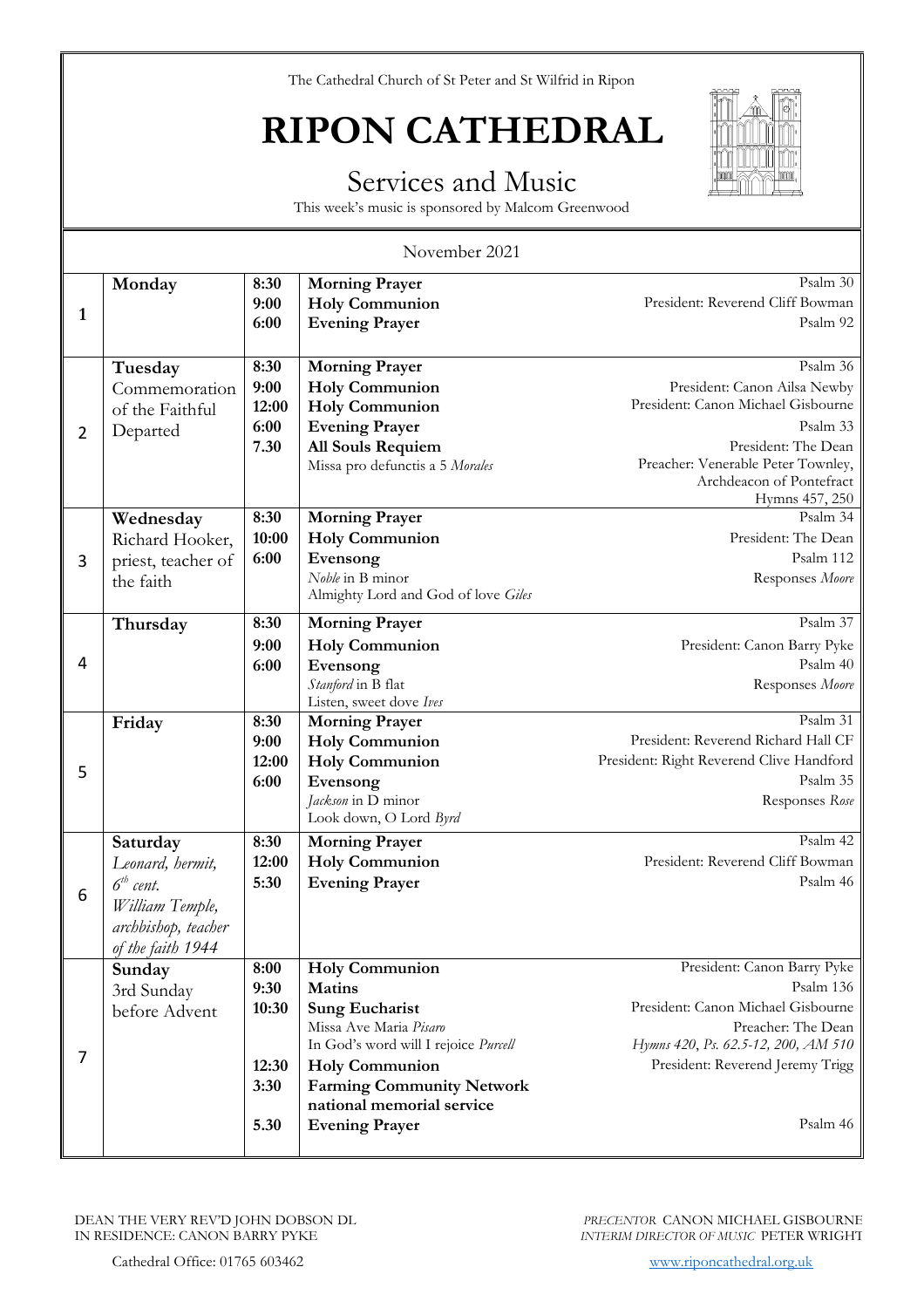The Cathedral Church of St Peter and St Wilfrid in Ripon

# RIPON CATHEDRAL

## Services and Music

This week's music is sponsored by Malcom Greenwood

November 2021

| | Day | Time | Service | Details |
|---|---|---|---|---|
| 1 | **Monday** | **8:30**<br>**9:00**<br>**6:00** | **Morning Prayer**<br>**Holy Communion**<br>**Evening Prayer** | Psalm 30<br>President: Reverend Cliff Bowman<br>Psalm 92 |
| 2 | **Tuesday**<br>Commemoration of the Faithful Departed | **8:30**<br>**9:00**<br>**12:00**<br>**6:00**<br>**7.30** | **Morning Prayer**<br>**Holy Communion**<br>**Holy Communion**<br>**Evening Prayer**<br>**All Souls Requiem**<br>Missa pro defunctis a 5 *Morales* | Psalm 36<br>President: Canon Ailsa Newby<br>President: Canon Michael Gisbourne<br>Psalm 33<br>President: The Dean<br>Preacher: Venerable Peter Townley, Archdeacon of Pontefract<br>Hymns 457, 250 |
| 3 | **Wednesday**<br>Richard Hooker, priest, teacher of the faith | **8:30**<br>**10:00**<br>**6:00** | **Morning Prayer**<br>**Holy Communion**<br>**Evensong**<br>*Noble* in B minor<br>Almighty Lord and God of love *Giles* | Psalm 34<br>President: The Dean<br>Psalm 112<br>Responses *Moore* |
| 4 | **Thursday** | **8:30**<br>**9:00**<br>**6:00** | **Morning Prayer**<br>**Holy Communion**<br>**Evensong**<br>*Stanford* in B flat<br>Listen, sweet dove *Ives* | Psalm 37<br>President: Canon Barry Pyke<br>Psalm 40<br>Responses *Moore* |
| 5 | **Friday** | **8:30**<br>**9:00**<br>**12:00**<br>**6:00** | **Morning Prayer**<br>**Holy Communion**<br>**Holy Communion**<br>**Evensong**<br>*Jackson* in D minor<br>Look down, O Lord *Byrd* | Psalm 31<br>President: Reverend Richard Hall CF<br>President: Right Reverend Clive Handford<br>Psalm 35<br>Responses *Rose* |
| 6 | **Saturday**<br>*Leonard, hermit, 6th cent.*<br>*William Temple, archbishop, teacher of the faith 1944* | **8:30**<br>**12:00**<br>**5:30** | **Morning Prayer**<br>**Holy Communion**<br>**Evening Prayer** | Psalm 42<br>President: Reverend Cliff Bowman<br>Psalm 46 |
| 7 | **Sunday**<br>3rd Sunday before Advent | **8:00**<br>**9:30**<br>**10:30**<br><br><br>**12:30**<br>**3:30**<br><br>**5.30** | **Holy Communion**<br>**Matins**<br>**Sung Eucharist**<br>Missa Ave Maria *Pisaro*<br>In God's word will I rejoice *Purcell*<br>**Holy Communion**<br>**Farming Community Network national memorial service**<br>**Evening Prayer** | President: Canon Barry Pyke<br>Psalm 136<br>President: Canon Michael Gisbourne<br>Preacher: The Dean<br>*Hymns 420, Ps. 62.5-12, 200, AM 510*<br>President: Reverend Jeremy Trigg<br><br><br>Psalm 46 |

DEAN THE VERY REV'D JOHN DOBSON DL
IN RESIDENCE: CANON BARRY PYKE

*PRECENTOR* CANON MICHAEL GISBOURNE
*INTERIM DIRECTOR OF MUSIC* PETER WRIGHT

Cathedral Office: 01765 603462

www.riponcathedral.org.uk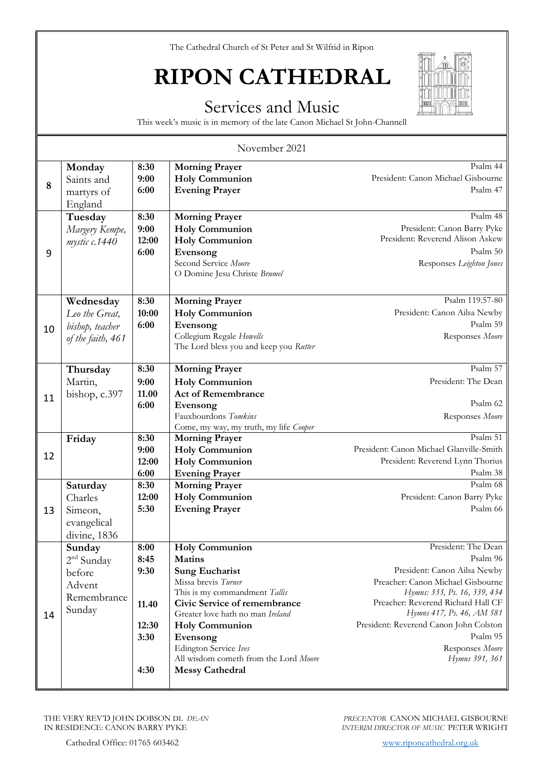The Cathedral Church of St Peter and St Wilfrid in Ripon

# RIPON CATHEDRAL

## Services and Music

This week's music is in memory of the late Canon Michael St John-Channell

November 2021

| | Day | Time | Service | Details |
|---|---|---|---|---|
| 8 | **Monday** Saints and martyrs of England | **8:30**<br>**9:00**<br>**6:00** | **Morning Prayer**<br>**Holy Communion**<br>**Evening Prayer** | Psalm 44<br>President: Canon Michael Gisbourne<br>Psalm 47 |
| 9 | **Tuesday** *Margery Kempe, mystic c.1440* | **8:30**<br>**9:00**<br>**12:00**<br>**6:00** | **Morning Prayer**<br>**Holy Communion**<br>**Holy Communion**<br>**Evensong**<br>Second Service *Moore*<br>O Domine Jesu Christe *Brumel* | Psalm 48<br>President: Canon Barry Pyke<br>President: Reverend Alison Askew<br>Psalm 50<br>Responses *Leighton Jones* |
| 10 | **Wednesday** *Leo the Great, bishop, teacher of the faith, 461* | **8:30**<br>**10:00**<br>**6:00** | **Morning Prayer**<br>**Holy Communion**<br>**Evensong**<br>Collegium Regale *Howells*<br>The Lord bless you and keep you *Rutter* | Psalm 119.57-80<br>President: Canon Ailsa Newby<br>Psalm 59<br>Responses *Moore* |
| 11 | **Thursday** Martin, bishop, c.397 | **8:30**<br>**9:00**<br>**11.00**<br>**6:00** | **Morning Prayer**<br>**Holy Communion**<br>**Act of Remembrance**<br>**Evensong**<br>Fauxbourdons *Tomkins*<br>Come, my way, my truth, my life *Cooper* | Psalm 57<br>President: The Dean<br><br>Psalm 62<br>Responses *Moore* |
| 12 | **Friday** | **8:30**<br>**9:00**<br>**12:00**<br>**6:00** | **Morning Prayer**<br>**Holy Communion**<br>**Holy Communion**<br>**Evening Prayer** | Psalm 51<br>President: Canon Michael Glanville-Smith<br>President: Reverend Lynn Thorius<br>Psalm 38 |
| 13 | **Saturday** Charles Simeon, evangelical divine, 1836 | **8:30**<br>**12:00**<br>**5:30** | **Morning Prayer**<br>**Holy Communion**<br>**Evening Prayer** | Psalm 68<br>President: Canon Barry Pyke<br>Psalm 66 |
| 14 | **Sunday** 2nd Sunday before Advent<br>Remembrance Sunday | **8:00**<br>**8:45**<br>**9:30**<br><br><br>**11.40**<br><br>**12:30**<br>**3:30**<br><br><br>**4:30** | **Holy Communion**<br>**Matins**<br>**Sung Eucharist**<br>Missa brevis *Turner*<br>This is my commandment *Tallis*<br>**Civic Service of remembrance**<br>Greater love hath no man *Ireland*<br>**Holy Communion**<br>**Evensong**<br>Edington Service *Ives*<br>All wisdom cometh from the Lord *Moore*<br>**Messy Cathedral** | President: The Dean<br>Psalm 96<br>President: Canon Ailsa Newby<br>Preacher: Canon Michael Gisbourne<br>*Hymns: 333, Ps. 16, 339, 434*<br>Preacher: Reverend Richard Hall CF<br>*Hymns 417, Ps. 46, AM 581*<br>President: Reverend Canon John Colston<br>Psalm 95<br>Responses *Moore*<br>*Hymns 391, 361* |

THE VERY REV'D JOHN DOBSON DL *DEAN*
IN RESIDENCE: CANON BARRY PYKE

*PRECENTOR* CANON MICHAEL GISBOURNE
*INTERIM DIRECTOR OF MUSIC* PETER WRIGHT

Cathedral Office: 01765 603462

www.riponcathedral.org.uk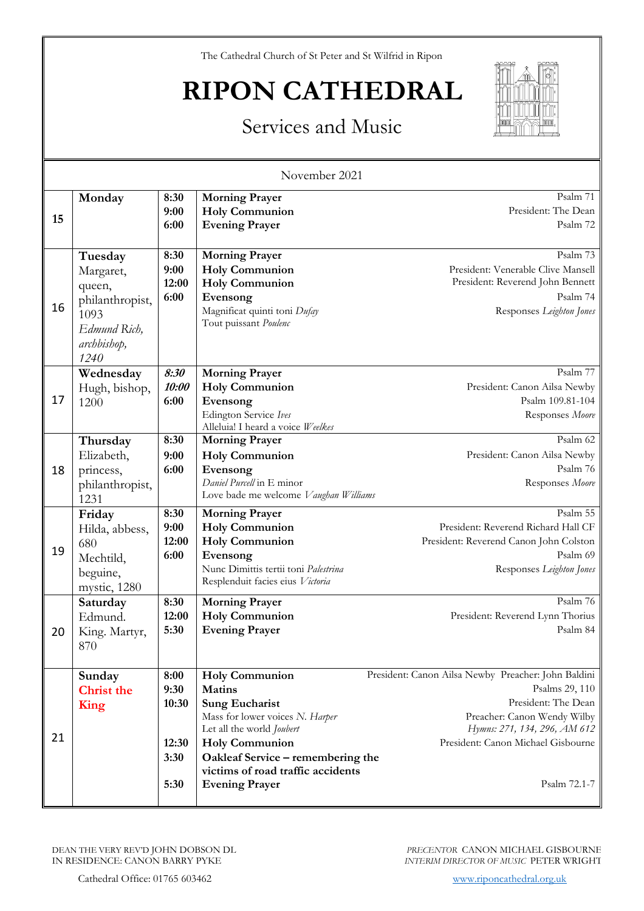The Cathedral Church of St Peter and St Wilfrid in Ripon

# RIPON CATHEDRAL

## Services and Music

November 2021

| Date | Day | Time | Service | Details |
|---|---|---|---|---|
| 15 | **Monday** | **8:30**<br>**9:00**<br>**6:00** | **Morning Prayer**<br>**Holy Communion**<br>**Evening Prayer** | Psalm 71<br>President: The Dean<br>Psalm 72 |
| 16 | **Tuesday**<br>Margaret, queen, philanthropist, 1093<br>*Edmund Rich, archbishop, 1240* | **8:30**<br>**9:00**<br>**12:00**<br>**6:00** | **Morning Prayer**<br>**Holy Communion**<br>**Holy Communion**<br>**Evensong**<br>Magnificat quinti toni *Dufay*<br>Tout puissant *Poulenc* | Psalm 73<br>President: Venerable Clive Mansell<br>President: Reverend John Bennett<br>Psalm 74<br>Responses *Leighton Jones* |
| 17 | **Wednesday**<br>Hugh, bishop, 1200 | ***8:30***<br>***10:00***<br>**6:00** | **Morning Prayer**<br>**Holy Communion**<br>**Evensong**<br>Edington Service *Ives*<br>Alleluia! I heard a voice *Weelkes* | Psalm 77<br>President: Canon Ailsa Newby<br>Psalm 109.81-104<br>Responses *Moore* |
| 18 | **Thursday**<br>Elizabeth, princess, philanthropist, 1231 | **8:30**<br>**9:00**<br>**6:00** | **Morning Prayer**<br>**Holy Communion**<br>**Evensong**<br>*Daniel Purcell* in E minor<br>Love bade me welcome *Vaughan Williams* | Psalm 62<br>President: Canon Ailsa Newby<br>Psalm 76<br>Responses *Moore* |
| 19 | **Friday**<br>Hilda, abbess, 680<br>Mechtild, beguine, mystic, 1280 | **8:30**<br>**9:00**<br>**12:00**<br>**6:00** | **Morning Prayer**<br>**Holy Communion**<br>**Holy Communion**<br>**Evensong**<br>Nunc Dimittis tertii toni *Palestrina*<br>Resplenduit facies eius *Victoria* | Psalm 55<br>President: Reverend Richard Hall CF<br>President: Reverend Canon John Colston<br>Psalm 69<br>Responses *Leighton Jones* |
| 20 | **Saturday**<br>Edmund. King. Martyr, 870 | **8:30**<br>**12:00**<br>**5:30** | **Morning Prayer**<br>**Holy Communion**<br>**Evening Prayer** | Psalm 76<br>President: Reverend Lynn Thorius<br>Psalm 84 |
| 21 | **Sunday**<br>**Christ the King** | **8:00**<br>**9:30**<br>**10:30**<br><br><br>**12:30**<br>**3:30**<br><br>**5:30** | **Holy Communion**<br>**Matins**<br>**Sung Eucharist**<br>Mass for lower voices *N. Harper*<br>Let all the world *Joubert*<br>**Holy Communion**<br>**Oakleaf Service – remembering the victims of road traffic accidents**<br>**Evening Prayer** | President: Canon Ailsa Newby Preacher: John Baldini<br>Psalms 29, 110<br>President: The Dean<br>Preacher: Canon Wendy Wilby<br>*Hymns: 271, 134, 296, AM 612*<br>President: Canon Michael Gisbourne<br><br><br>Psalm 72.1-7 |

DEAN THE VERY REV'D JOHN DOBSON DL
IN RESIDENCE: CANON BARRY PYKE

*PRECENTOR* CANON MICHAEL GISBOURNE
*INTERIM DIRECTOR OF MUSIC* PETER WRIGHT

Cathedral Office: 01765 603462

www.riponcathedral.org.uk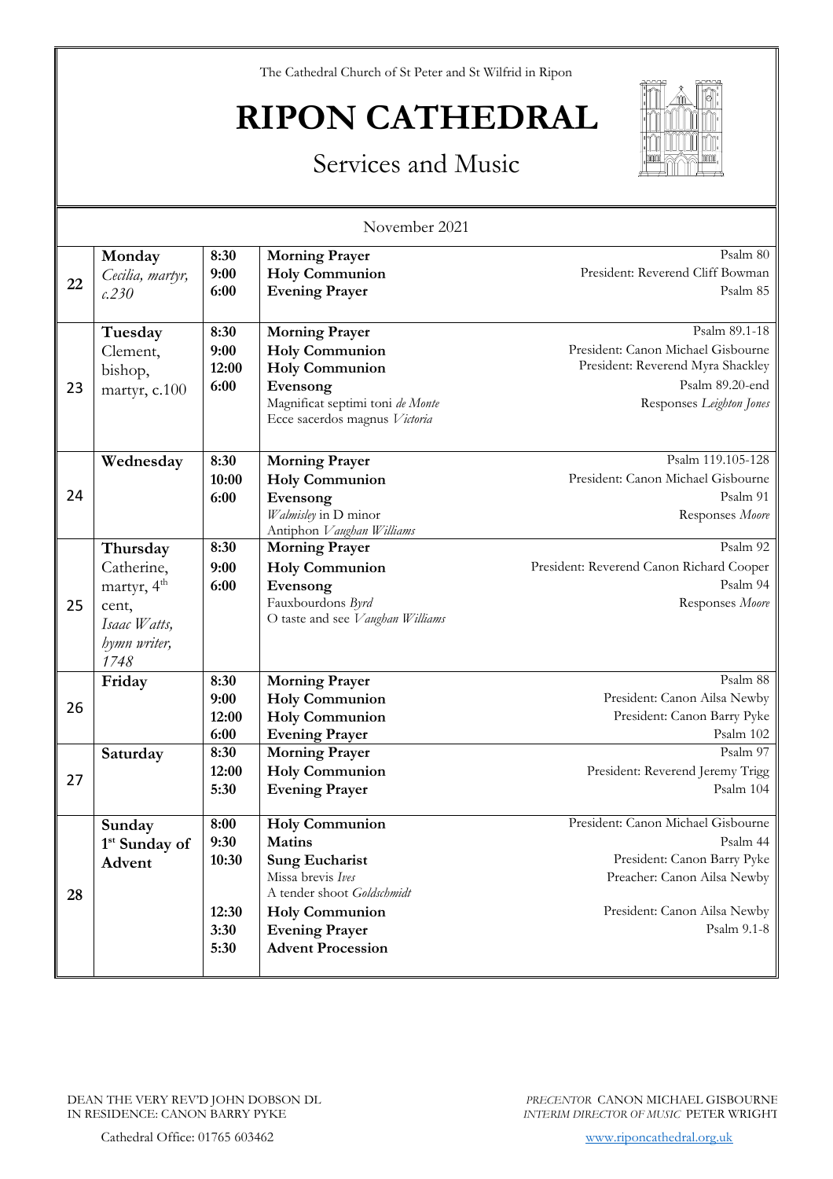The Cathedral Church of St Peter and St Wilfrid in Ripon

# RIPON CATHEDRAL

## Services and Music

November 2021

| | | | | |
|---|---|---|---|---|
| 22 | **Monday**<br>*Cecilia, martyr, c.230* | **8:30**<br>**9:00**<br>**6:00** | **Morning Prayer**<br>**Holy Communion**<br>**Evening Prayer** | Psalm 80<br>President: Reverend Cliff Bowman<br>Psalm 85 |
| 23 | **Tuesday**<br>Clement, bishop, martyr, c.100 | **8:30**<br>**9:00**<br>**12:00**<br>**6:00** | **Morning Prayer**<br>**Holy Communion**<br>**Holy Communion**<br>**Evensong**<br>Magnificat septimi toni *de Monte*<br>Ecce sacerdos magnus *Victoria* | Psalm 89.1-18<br>President: Canon Michael Gisbourne<br>President: Reverend Myra Shackley<br>Psalm 89.20-end<br>Responses *Leighton Jones* |
| 24 | **Wednesday** | **8:30**<br>**10:00**<br>**6:00** | **Morning Prayer**<br>**Holy Communion**<br>**Evensong**<br>*Walmisley* in D minor<br>Antiphon *Vaughan Williams* | Psalm 119.105-128<br>President: Canon Michael Gisbourne<br>Psalm 91<br>Responses *Moore* |
| 25 | **Thursday**<br>Catherine, martyr, 4th cent,<br>*Isaac Watts, hymn writer, 1748* | **8:30**<br>**9:00**<br>**6:00** | **Morning Prayer**<br>**Holy Communion**<br>**Evensong**<br>Fauxbourdons *Byrd*<br>O taste and see *Vaughan Williams* | Psalm 92<br>President: Reverend Canon Richard Cooper<br>Psalm 94<br>Responses *Moore* |
| 26 | **Friday** | **8:30**<br>**9:00**<br>**12:00**<br>**6:00** | **Morning Prayer**<br>**Holy Communion**<br>**Holy Communion**<br>**Evening Prayer** | Psalm 88<br>President: Canon Ailsa Newby<br>President: Canon Barry Pyke<br>Psalm 102 |
| 27 | **Saturday** | **8:30**<br>**12:00**<br>**5:30** | **Morning Prayer**<br>**Holy Communion**<br>**Evening Prayer** | Psalm 97<br>President: Reverend Jeremy Trigg<br>Psalm 104 |
| 28 | **Sunday**<br>**1st Sunday of Advent** | **8:00**<br>**9:30**<br>**10:30**<br><br><br>**12:30**<br>**3:30**<br>**5:30** | **Holy Communion**<br>**Matins**<br>**Sung Eucharist**<br>Missa brevis *Ives*<br>A tender shoot *Goldschmidt*<br>**Holy Communion**<br>**Evening Prayer**<br>**Advent Procession** | President: Canon Michael Gisbourne<br>Psalm 44<br>President: Canon Barry Pyke<br>Preacher: Canon Ailsa Newby<br><br>President: Canon Ailsa Newby<br>Psalm 9.1-8 |

DEAN THE VERY REV'D JOHN DOBSON DL
IN RESIDENCE: CANON BARRY PYKE

*PRECENTOR* CANON MICHAEL GISBOURNE
*INTERIM DIRECTOR OF MUSIC* PETER WRIGHT

Cathedral Office: 01765 603462

www.riponcathedral.org.uk